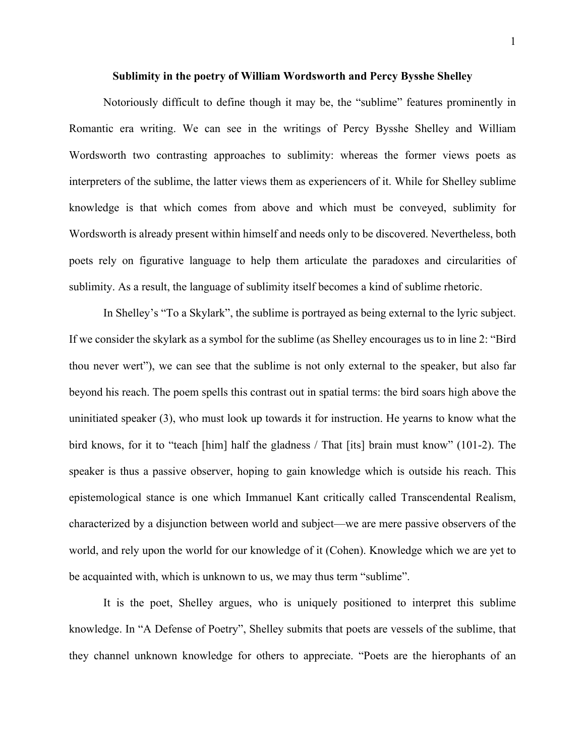# Sublimity in the poetry of William Wordsworth and Percy Bysshe Shelley

Notoriously difficult to define though it may be, the "sublime" features prominently in Romantic era writing. We can see in the writings of Percy Bysshe Shelley and William Wordsworth two contrasting approaches to sublimity: whereas the former views poets as interpreters of the sublime, the latter views them as experiencers of it. While for Shelley sublime knowledge is that which comes from above and which must be conveyed, sublimity for Wordsworth is already present within himself and needs only to be discovered. Nevertheless, both poets rely on figurative language to help them articulate the paradoxes and circularities of sublimity. As a result, the language of sublimity itself becomes a kind of sublime rhetoric.

In Shelley's "To a Skylark", the sublime is portrayed as being external to the lyric subject. If we consider the skylark as a symbol for the sublime (as Shelley encourages us to in line 2: "Bird thou never wert"), we can see that the sublime is not only external to the speaker, but also far beyond his reach. The poem spells this contrast out in spatial terms: the bird soars high above the uninitiated speaker (3), who must look up towards it for instruction. He yearns to know what the bird knows, for it to "teach [him] half the gladness / That [its] brain must know" (101-2). The speaker is thus a passive observer, hoping to gain knowledge which is outside his reach. This epistemological stance is one which Immanuel Kant critically called Transcendental Realism, characterized by a disjunction between world and subject—we are mere passive observers of the world, and rely upon the world for our knowledge of it (Cohen). Knowledge which we are yet to be acquainted with, which is unknown to us, we may thus term "sublime".

It is the poet, Shelley argues, who is uniquely positioned to interpret this sublime knowledge. In "A Defense of Poetry", Shelley submits that poets are vessels of the sublime, that they channel unknown knowledge for others to appreciate. "Poets are the hierophants of an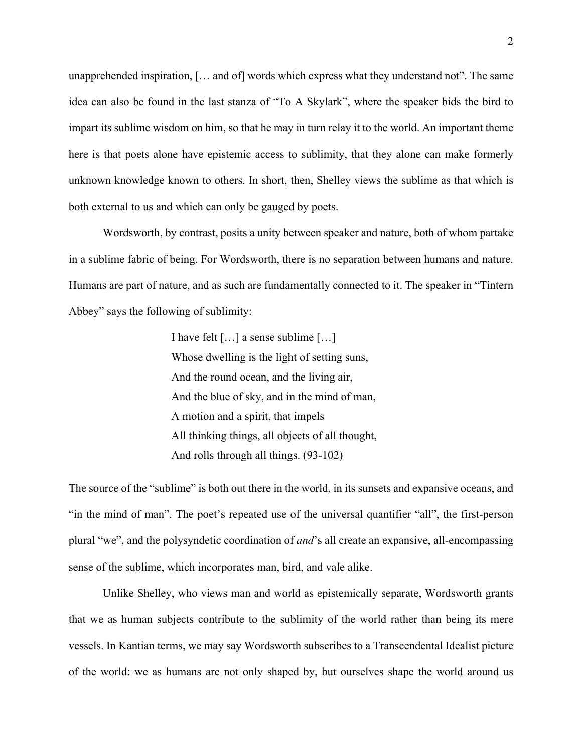unapprehended inspiration, [… and of] words which express what they understand not". The same idea can also be found in the last stanza of "To A Skylark", where the speaker bids the bird to impart its sublime wisdom on him, so that he may in turn relay it to the world. An important theme here is that poets alone have epistemic access to sublimity, that they alone can make formerly unknown knowledge known to others. In short, then, Shelley views the sublime as that which is both external to us and which can only be gauged by poets.

Wordsworth, by contrast, posits a unity between speaker and nature, both of whom partake in a sublime fabric of being. For Wordsworth, there is no separation between humans and nature. Humans are part of nature, and as such are fundamentally connected to it. The speaker in "Tintern Abbey" says the following of sublimity:

> I have felt […] a sense sublime […]
> Whose dwelling is the light of setting suns,
> And the round ocean, and the living air,
> And the blue of sky, and in the mind of man,
> A motion and a spirit, that impels
> All thinking things, all objects of all thought,
> And rolls through all things. (93-102)

The source of the "sublime" is both out there in the world, in its sunsets and expansive oceans, and "in the mind of man". The poet's repeated use of the universal quantifier "all", the first-person plural "we", and the polysyndetic coordination of *and*'s all create an expansive, all-encompassing sense of the sublime, which incorporates man, bird, and vale alike.

Unlike Shelley, who views man and world as epistemically separate, Wordsworth grants that we as human subjects contribute to the sublimity of the world rather than being its mere vessels. In Kantian terms, we may say Wordsworth subscribes to a Transcendental Idealist picture of the world: we as humans are not only shaped by, but ourselves shape the world around us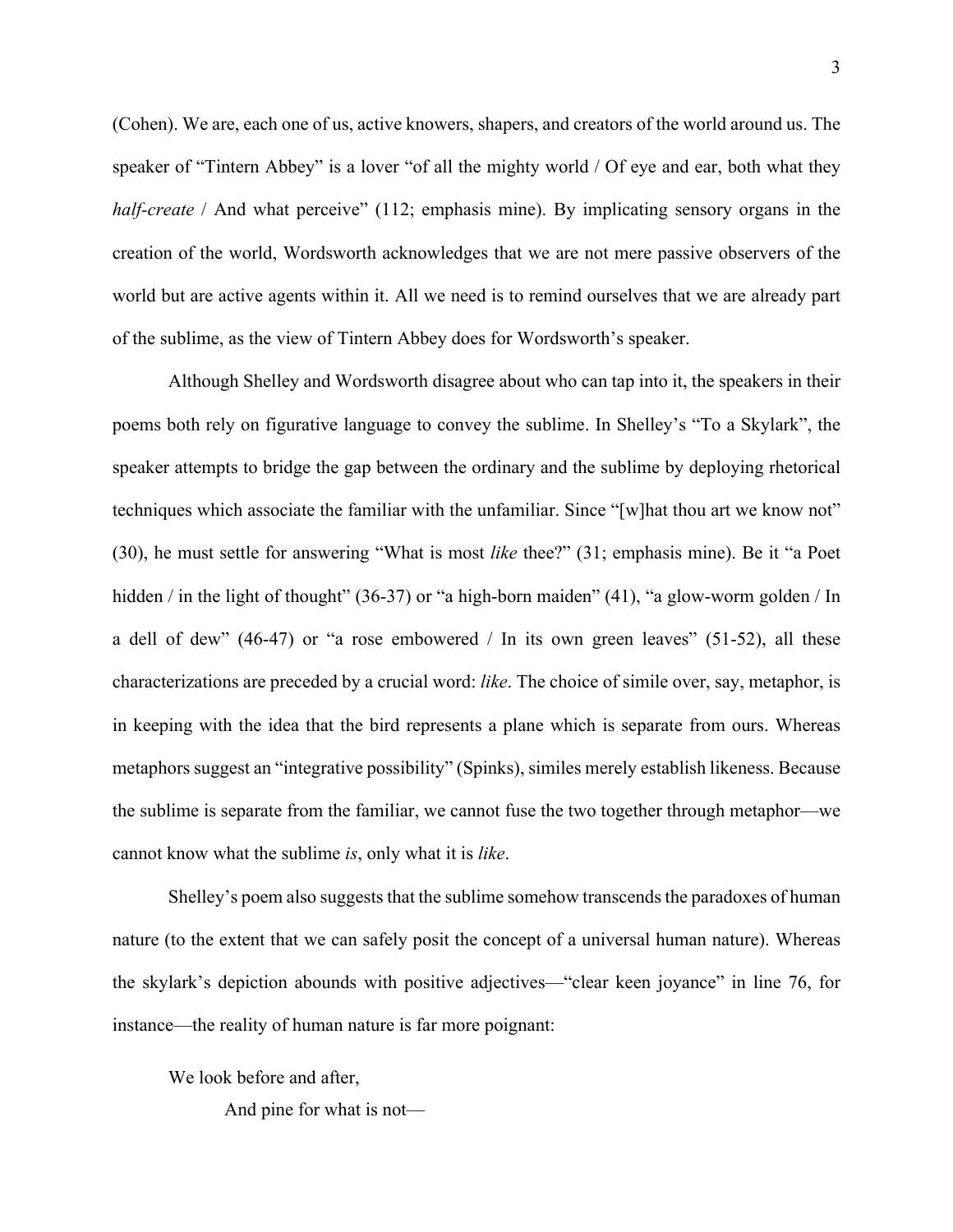(Cohen). We are, each one of us, active knowers, shapers, and creators of the world around us. The speaker of "Tintern Abbey" is a lover "of all the mighty world / Of eye and ear, both what they *half-create* / And what perceive" (112; emphasis mine). By implicating sensory organs in the creation of the world, Wordsworth acknowledges that we are not mere passive observers of the world but are active agents within it. All we need is to remind ourselves that we are already part of the sublime, as the view of Tintern Abbey does for Wordsworth's speaker.

Although Shelley and Wordsworth disagree about who can tap into it, the speakers in their poems both rely on figurative language to convey the sublime. In Shelley's "To a Skylark", the speaker attempts to bridge the gap between the ordinary and the sublime by deploying rhetorical techniques which associate the familiar with the unfamiliar. Since "[w]hat thou art we know not" (30), he must settle for answering "What is most *like* thee?" (31; emphasis mine). Be it "a Poet hidden / in the light of thought" (36-37) or "a high-born maiden" (41), "a glow-worm golden / In a dell of dew" (46-47) or "a rose embowered / In its own green leaves" (51-52), all these characterizations are preceded by a crucial word: *like*. The choice of simile over, say, metaphor, is in keeping with the idea that the bird represents a plane which is separate from ours. Whereas metaphors suggest an "integrative possibility" (Spinks), similes merely establish likeness. Because the sublime is separate from the familiar, we cannot fuse the two together through metaphor—we cannot know what the sublime *is*, only what it is *like*.

Shelley's poem also suggests that the sublime somehow transcends the paradoxes of human nature (to the extent that we can safely posit the concept of a universal human nature). Whereas the skylark's depiction abounds with positive adjectives—"clear keen joyance" in line 76, for instance—the reality of human nature is far more poignant:

> We look before and after,
> 
> And pine for what is not—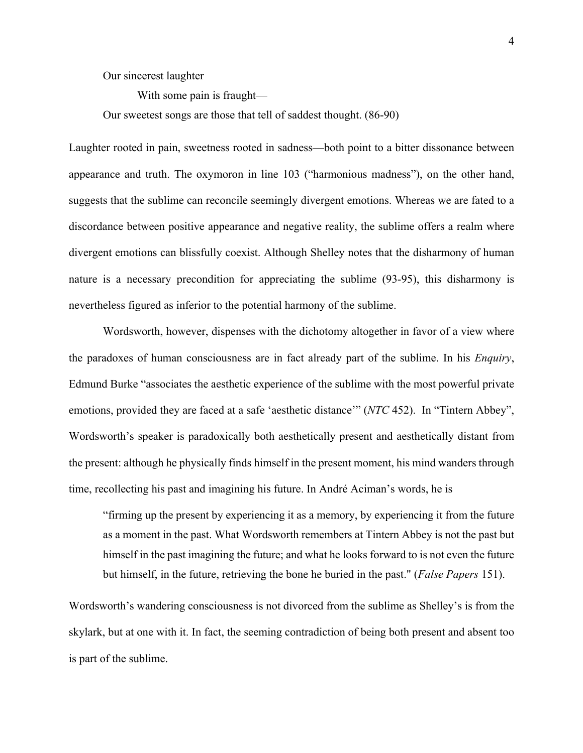Our sincerest laughter

   With some pain is fraught—

Our sweetest songs are those that tell of saddest thought. (86-90)

Laughter rooted in pain, sweetness rooted in sadness—both point to a bitter dissonance between appearance and truth. The oxymoron in line 103 ("harmonious madness"), on the other hand, suggests that the sublime can reconcile seemingly divergent emotions. Whereas we are fated to a discordance between positive appearance and negative reality, the sublime offers a realm where divergent emotions can blissfully coexist. Although Shelley notes that the disharmony of human nature is a necessary precondition for appreciating the sublime (93-95), this disharmony is nevertheless figured as inferior to the potential harmony of the sublime.

Wordsworth, however, dispenses with the dichotomy altogether in favor of a view where the paradoxes of human consciousness are in fact already part of the sublime. In his *Enquiry*, Edmund Burke "associates the aesthetic experience of the sublime with the most powerful private emotions, provided they are faced at a safe 'aesthetic distance'" (*NTC* 452). In "Tintern Abbey", Wordsworth's speaker is paradoxically both aesthetically present and aesthetically distant from the present: although he physically finds himself in the present moment, his mind wanders through time, recollecting his past and imagining his future. In André Aciman's words, he is

> "firming up the present by experiencing it as a memory, by experiencing it from the future as a moment in the past. What Wordsworth remembers at Tintern Abbey is not the past but himself in the past imagining the future; and what he looks forward to is not even the future but himself, in the future, retrieving the bone he buried in the past." (*False Papers* 151).

Wordsworth's wandering consciousness is not divorced from the sublime as Shelley's is from the skylark, but at one with it. In fact, the seeming contradiction of being both present and absent too is part of the sublime.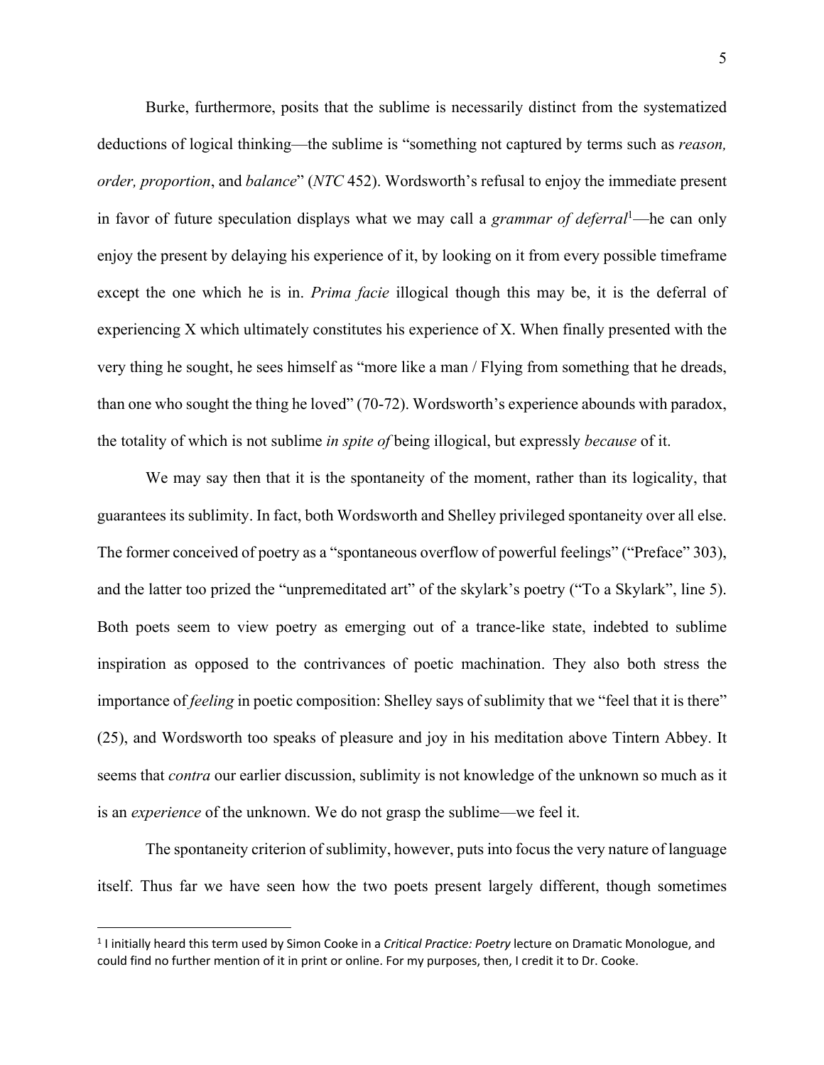Burke, furthermore, posits that the sublime is necessarily distinct from the systematized deductions of logical thinking—the sublime is "something not captured by terms such as *reason, order, proportion*, and *balance*" (*NTC* 452). Wordsworth's refusal to enjoy the immediate present in favor of future speculation displays what we may call a *grammar of deferral*[1]—he can only enjoy the present by delaying his experience of it, by looking on it from every possible timeframe except the one which he is in. *Prima facie* illogical though this may be, it is the deferral of experiencing X which ultimately constitutes his experience of X. When finally presented with the very thing he sought, he sees himself as "more like a man / Flying from something that he dreads, than one who sought the thing he loved" (70-72). Wordsworth's experience abounds with paradox, the totality of which is not sublime *in spite of* being illogical, but expressly *because* of it.

We may say then that it is the spontaneity of the moment, rather than its logicality, that guarantees its sublimity. In fact, both Wordsworth and Shelley privileged spontaneity over all else. The former conceived of poetry as a "spontaneous overflow of powerful feelings" ("Preface" 303), and the latter too prized the "unpremeditated art" of the skylark's poetry ("To a Skylark", line 5). Both poets seem to view poetry as emerging out of a trance-like state, indebted to sublime inspiration as opposed to the contrivances of poetic machination. They also both stress the importance of *feeling* in poetic composition: Shelley says of sublimity that we "feel that it is there" (25), and Wordsworth too speaks of pleasure and joy in his meditation above Tintern Abbey. It seems that *contra* our earlier discussion, sublimity is not knowledge of the unknown so much as it is an *experience* of the unknown. We do not grasp the sublime—we feel it.

The spontaneity criterion of sublimity, however, puts into focus the very nature of language itself. Thus far we have seen how the two poets present largely different, though sometimes

---

[1] I initially heard this term used by Simon Cooke in a *Critical Practice: Poetry* lecture on Dramatic Monologue, and could find no further mention of it in print or online. For my purposes, then, I credit it to Dr. Cooke.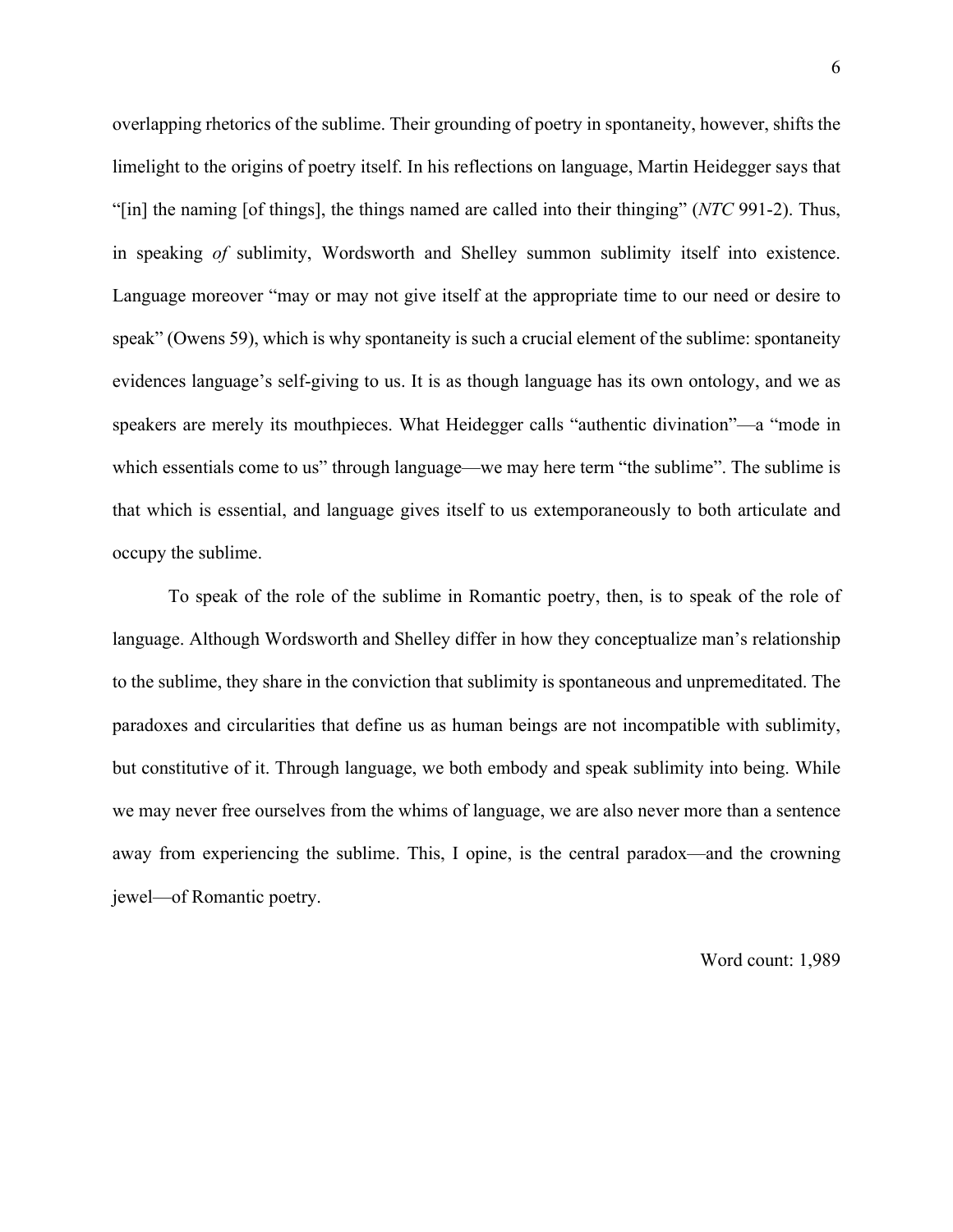overlapping rhetorics of the sublime. Their grounding of poetry in spontaneity, however, shifts the limelight to the origins of poetry itself. In his reflections on language, Martin Heidegger says that "[in] the naming [of things], the things named are called into their thinging" (*NTC* 991-2). Thus, in speaking *of* sublimity, Wordsworth and Shelley summon sublimity itself into existence. Language moreover "may or may not give itself at the appropriate time to our need or desire to speak" (Owens 59), which is why spontaneity is such a crucial element of the sublime: spontaneity evidences language's self-giving to us. It is as though language has its own ontology, and we as speakers are merely its mouthpieces. What Heidegger calls "authentic divination"—a "mode in which essentials come to us" through language—we may here term "the sublime". The sublime is that which is essential, and language gives itself to us extemporaneously to both articulate and occupy the sublime.

To speak of the role of the sublime in Romantic poetry, then, is to speak of the role of language. Although Wordsworth and Shelley differ in how they conceptualize man's relationship to the sublime, they share in the conviction that sublimity is spontaneous and unpremeditated. The paradoxes and circularities that define us as human beings are not incompatible with sublimity, but constitutive of it. Through language, we both embody and speak sublimity into being. While we may never free ourselves from the whims of language, we are also never more than a sentence away from experiencing the sublime. This, I opine, is the central paradox—and the crowning jewel—of Romantic poetry.

Word count: 1,989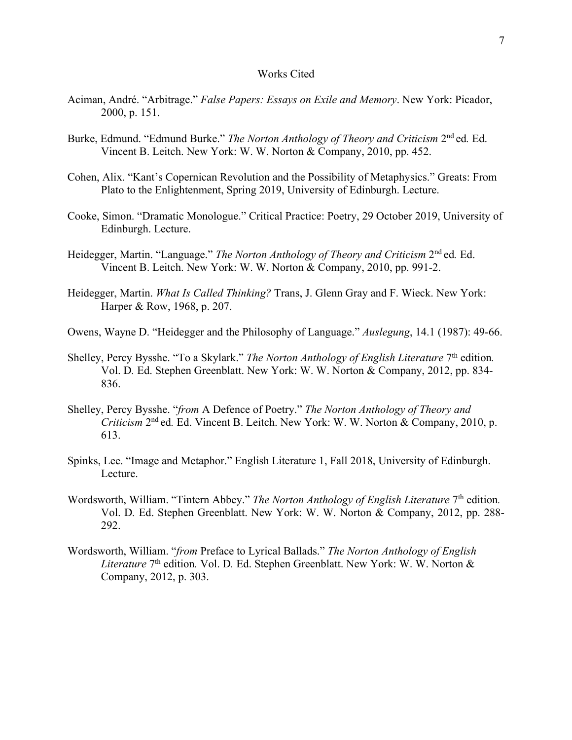# Works Cited

Aciman, André. "Arbitrage." *False Papers: Essays on Exile and Memory*. New York: Picador, 2000, p. 151.

Burke, Edmund. "Edmund Burke." *The Norton Anthology of Theory and Criticism* 2nd ed. Ed. Vincent B. Leitch. New York: W. W. Norton & Company, 2010, pp. 452.

Cohen, Alix. "Kant's Copernican Revolution and the Possibility of Metaphysics." Greats: From Plato to the Enlightenment, Spring 2019, University of Edinburgh. Lecture.

Cooke, Simon. "Dramatic Monologue." Critical Practice: Poetry, 29 October 2019, University of Edinburgh. Lecture.

Heidegger, Martin. "Language." *The Norton Anthology of Theory and Criticism* 2nd ed. Ed. Vincent B. Leitch. New York: W. W. Norton & Company, 2010, pp. 991-2.

Heidegger, Martin. *What Is Called Thinking?* Trans, J. Glenn Gray and F. Wieck. New York: Harper & Row, 1968, p. 207.

Owens, Wayne D. "Heidegger and the Philosophy of Language." *Auslegung*, 14.1 (1987): 49-66.

Shelley, Percy Bysshe. "To a Skylark." *The Norton Anthology of English Literature* 7th edition. Vol. D. Ed. Stephen Greenblatt. New York: W. W. Norton & Company, 2012, pp. 834-836.

Shelley, Percy Bysshe. "*from* A Defence of Poetry." *The Norton Anthology of Theory and Criticism* 2nd ed. Ed. Vincent B. Leitch. New York: W. W. Norton & Company, 2010, p. 613.

Spinks, Lee. "Image and Metaphor." English Literature 1, Fall 2018, University of Edinburgh. Lecture.

Wordsworth, William. "Tintern Abbey." *The Norton Anthology of English Literature* 7th edition. Vol. D. Ed. Stephen Greenblatt. New York: W. W. Norton & Company, 2012, pp. 288-292.

Wordsworth, William. "*from* Preface to Lyrical Ballads." *The Norton Anthology of English Literature* 7th edition. Vol. D. Ed. Stephen Greenblatt. New York: W. W. Norton & Company, 2012, p. 303.